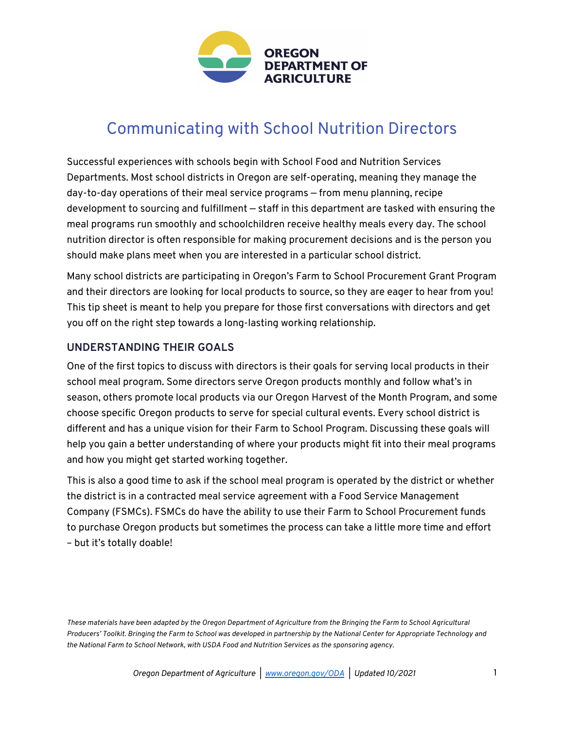OREGON DEPARTMENT OF AGRICULTURE

# Communicating with School Nutrition Directors

Successful experiences with schools begin with School Food and Nutrition Services Departments. Most school districts in Oregon are self-operating, meaning they manage the day-to-day operations of their meal service programs — from menu planning, recipe development to sourcing and fulfillment — staff in this department are tasked with ensuring the meal programs run smoothly and schoolchildren receive healthy meals every day. The school nutrition director is often responsible for making procurement decisions and is the person you should make plans meet when you are interested in a particular school district.

Many school districts are participating in Oregon's Farm to School Procurement Grant Program and their directors are looking for local products to source, so they are eager to hear from you! This tip sheet is meant to help you prepare for those first conversations with directors and get you off on the right step towards a long-lasting working relationship.

## UNDERSTANDING THEIR GOALS

One of the first topics to discuss with directors is their goals for serving local products in their school meal program. Some directors serve Oregon products monthly and follow what's in season, others promote local products via our Oregon Harvest of the Month Program, and some choose specific Oregon products to serve for special cultural events. Every school district is different and has a unique vision for their Farm to School Program. Discussing these goals will help you gain a better understanding of where your products might fit into their meal programs and how you might get started working together.

This is also a good time to ask if the school meal program is operated by the district or whether the district is in a contracted meal service agreement with a Food Service Management Company (FSMCs). FSMCs do have the ability to use their Farm to School Procurement funds to purchase Oregon products but sometimes the process can take a little more time and effort – but it's totally doable!

*These materials have been adapted by the Oregon Department of Agriculture from the Bringing the Farm to School Agricultural Producers' Toolkit. Bringing the Farm to School was developed in partnership by the National Center for Appropriate Technology and the National Farm to School Network, with USDA Food and Nutrition Services as the sponsoring agency.*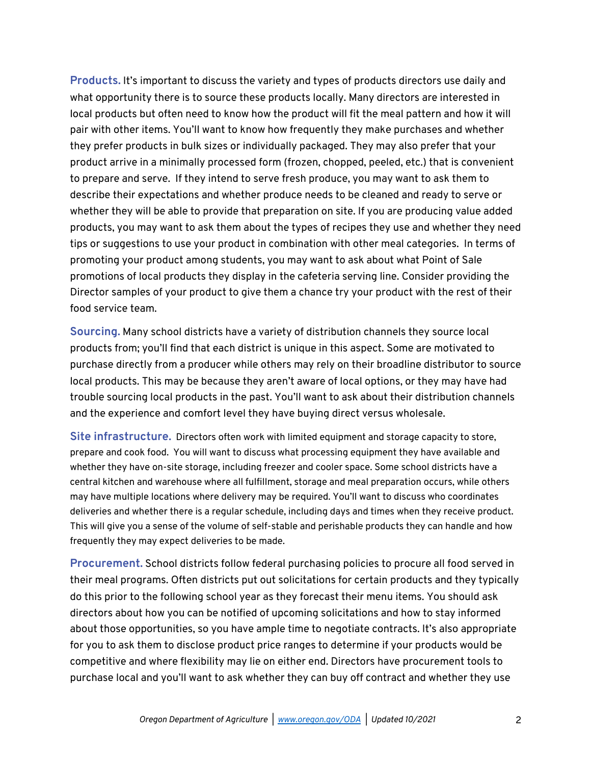**Products.** It's important to discuss the variety and types of products directors use daily and what opportunity there is to source these products locally. Many directors are interested in local products but often need to know how the product will fit the meal pattern and how it will pair with other items. You'll want to know how frequently they make purchases and whether they prefer products in bulk sizes or individually packaged. They may also prefer that your product arrive in a minimally processed form (frozen, chopped, peeled, etc.) that is convenient to prepare and serve. If they intend to serve fresh produce, you may want to ask them to describe their expectations and whether produce needs to be cleaned and ready to serve or whether they will be able to provide that preparation on site. If you are producing value added products, you may want to ask them about the types of recipes they use and whether they need tips or suggestions to use your product in combination with other meal categories. In terms of promoting your product among students, you may want to ask about what Point of Sale promotions of local products they display in the cafeteria serving line. Consider providing the Director samples of your product to give them a chance try your product with the rest of their food service team.

**Sourcing.** Many school districts have a variety of distribution channels they source local products from; you'll find that each district is unique in this aspect. Some are motivated to purchase directly from a producer while others may rely on their broadline distributor to source local products. This may be because they aren't aware of local options, or they may have had trouble sourcing local products in the past. You'll want to ask about their distribution channels and the experience and comfort level they have buying direct versus wholesale.

**Site infrastructure.** Directors often work with limited equipment and storage capacity to store, prepare and cook food. You will want to discuss what processing equipment they have available and whether they have on-site storage, including freezer and cooler space. Some school districts have a central kitchen and warehouse where all fulfillment, storage and meal preparation occurs, while others may have multiple locations where delivery may be required. You'll want to discuss who coordinates deliveries and whether there is a regular schedule, including days and times when they receive product. This will give you a sense of the volume of self-stable and perishable products they can handle and how frequently they may expect deliveries to be made.

**Procurement.** School districts follow federal purchasing policies to procure all food served in their meal programs. Often districts put out solicitations for certain products and they typically do this prior to the following school year as they forecast their menu items. You should ask directors about how you can be notified of upcoming solicitations and how to stay informed about those opportunities, so you have ample time to negotiate contracts. It's also appropriate for you to ask them to disclose product price ranges to determine if your products would be competitive and where flexibility may lie on either end. Directors have procurement tools to purchase local and you'll want to ask whether they can buy off contract and whether they use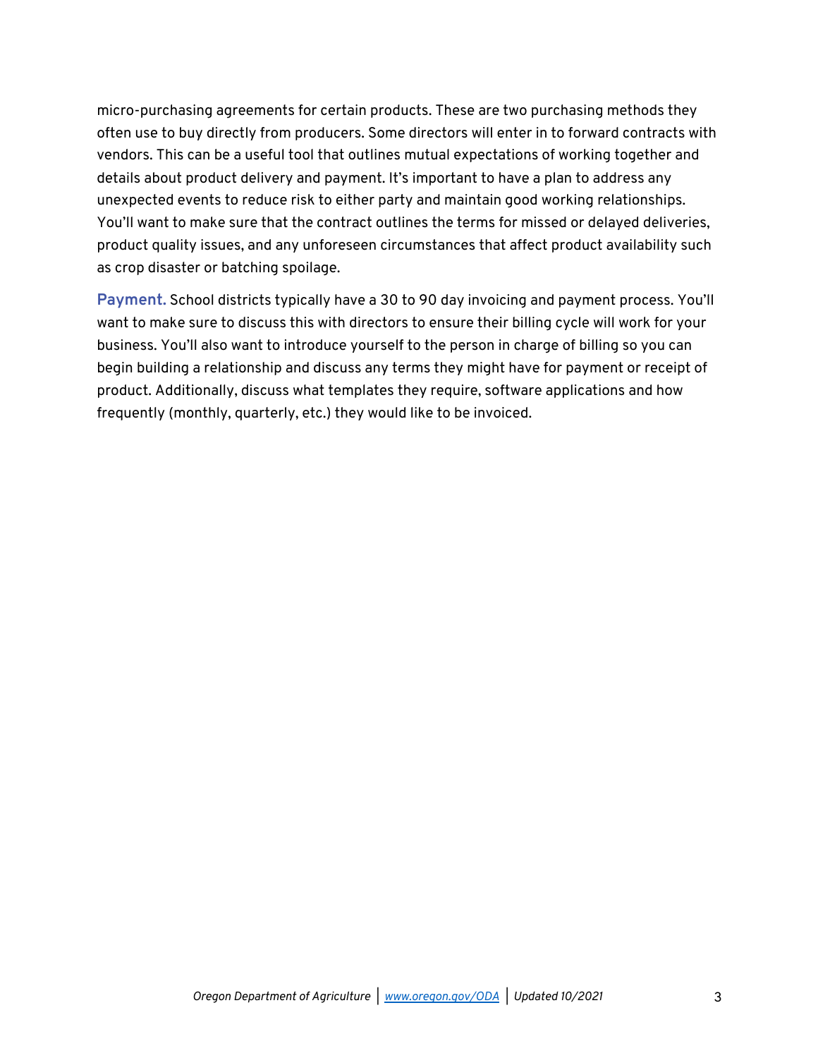micro-purchasing agreements for certain products. These are two purchasing methods they often use to buy directly from producers. Some directors will enter in to forward contracts with vendors. This can be a useful tool that outlines mutual expectations of working together and details about product delivery and payment. It's important to have a plan to address any unexpected events to reduce risk to either party and maintain good working relationships. You'll want to make sure that the contract outlines the terms for missed or delayed deliveries, product quality issues, and any unforeseen circumstances that affect product availability such as crop disaster or batching spoilage.

**Payment.** School districts typically have a 30 to 90 day invoicing and payment process. You'll want to make sure to discuss this with directors to ensure their billing cycle will work for your business. You'll also want to introduce yourself to the person in charge of billing so you can begin building a relationship and discuss any terms they might have for payment or receipt of product. Additionally, discuss what templates they require, software applications and how frequently (monthly, quarterly, etc.) they would like to be invoiced.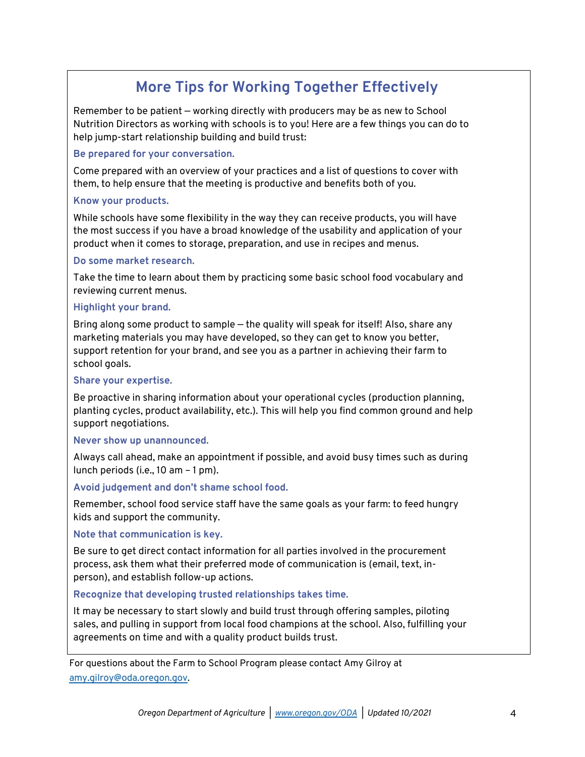## More Tips for Working Together Effectively

Remember to be patient — working directly with producers may be as new to School Nutrition Directors as working with schools is to you! Here are a few things you can do to help jump-start relationship building and build trust:

**Be prepared for your conversation.**

Come prepared with an overview of your practices and a list of questions to cover with them, to help ensure that the meeting is productive and benefits both of you.

**Know your products.**

While schools have some flexibility in the way they can receive products, you will have the most success if you have a broad knowledge of the usability and application of your product when it comes to storage, preparation, and use in recipes and menus.

**Do some market research.**

Take the time to learn about them by practicing some basic school food vocabulary and reviewing current menus.

**Highlight your brand.**

Bring along some product to sample — the quality will speak for itself! Also, share any marketing materials you may have developed, so they can get to know you better, support retention for your brand, and see you as a partner in achieving their farm to school goals.

**Share your expertise.**

Be proactive in sharing information about your operational cycles (production planning, planting cycles, product availability, etc.). This will help you find common ground and help support negotiations.

**Never show up unannounced.**

Always call ahead, make an appointment if possible, and avoid busy times such as during lunch periods (i.e., 10 am – 1 pm).

**Avoid judgement and don't shame school food.**

Remember, school food service staff have the same goals as your farm: to feed hungry kids and support the community.

**Note that communication is key.**

Be sure to get direct contact information for all parties involved in the procurement process, ask them what their preferred mode of communication is (email, text, in-person), and establish follow-up actions.

**Recognize that developing trusted relationships takes time.**

It may be necessary to start slowly and build trust through offering samples, piloting sales, and pulling in support from local food champions at the school. Also, fulfilling your agreements on time and with a quality product builds trust.

For questions about the Farm to School Program please contact Amy Gilroy at [amy.gilroy@oda.oregon.gov](mailto:amy.gilroy@oda.oregon.gov).